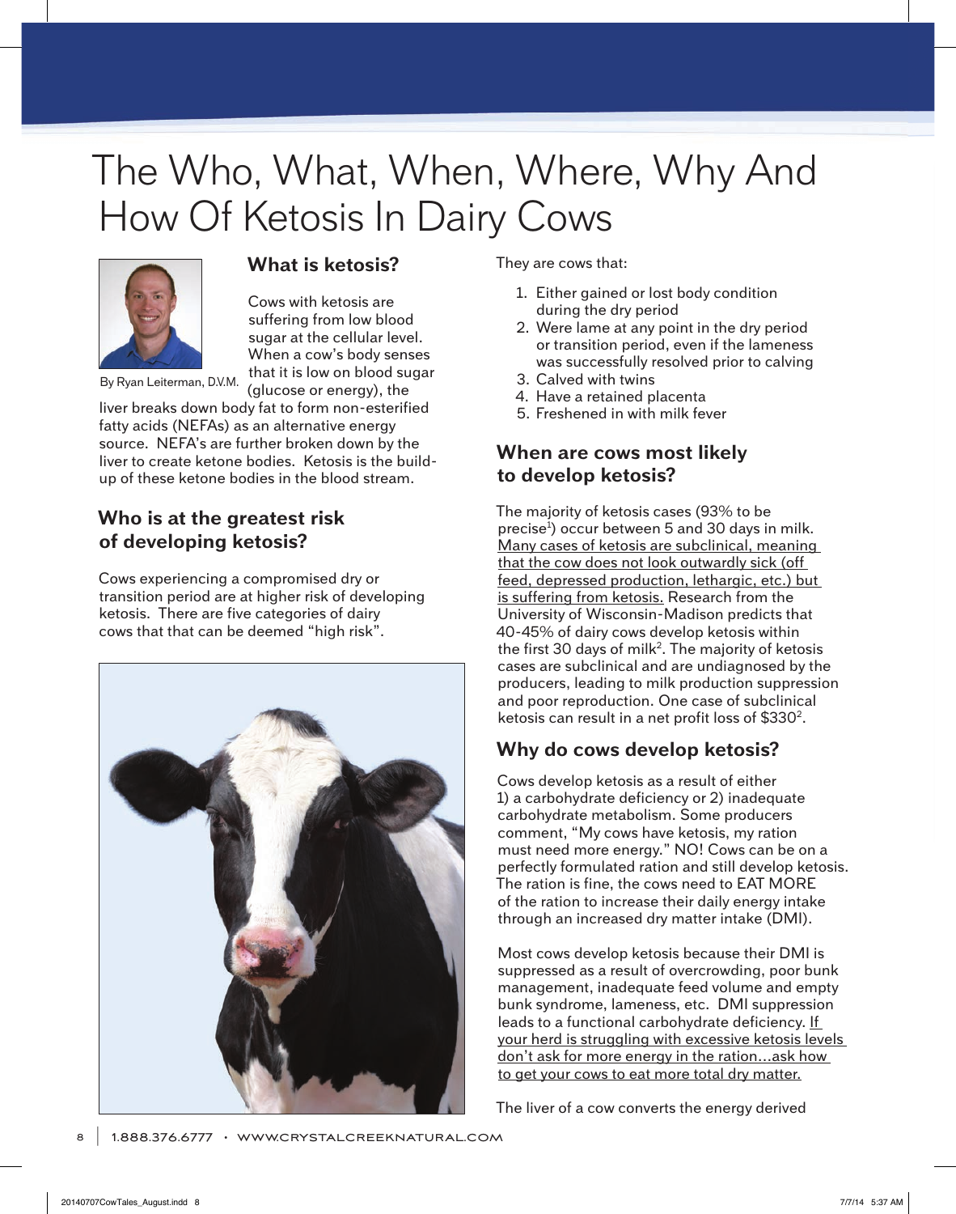# The Who, What, When, Where, Why And How Of Ketosis In Dairy Cows

By Ryan Leiterman, D.V.M.

## What is ketosis?

Cows with ketosis are suffering from low blood sugar at the cellular level. When a cow's body senses that it is low on blood sugar (glucose or energy), the liver breaks down body fat to form non-esterified fatty acids (NEFAs) as an alternative energy source. NEFA's are further broken down by the liver to create ketone bodies. Ketosis is the build-up of these ketone bodies in the blood stream.

## Who is at the greatest risk of developing ketosis?

Cows experiencing a compromised dry or transition period are at higher risk of developing ketosis. There are five categories of dairy cows that that can be deemed "high risk".

They are cows that:

1. Either gained or lost body condition during the dry period
2. Were lame at any point in the dry period or transition period, even if the lameness was successfully resolved prior to calving
3. Calved with twins
4. Have a retained placenta
5. Freshened in with milk fever

## When are cows most likely to develop ketosis?

The majority of ketosis cases (93% to be precise[1]) occur between 5 and 30 days in milk. Many cases of ketosis are subclinical, meaning that the cow does not look outwardly sick (off feed, depressed production, lethargic, etc.) but is suffering from ketosis. Research from the University of Wisconsin-Madison predicts that 40-45% of dairy cows develop ketosis within the first 30 days of milk[2]. The majority of ketosis cases are subclinical and are undiagnosed by the producers, leading to milk production suppression and poor reproduction. One case of subclinical ketosis can result in a net profit loss of $330[2].

## Why do cows develop ketosis?

Cows develop ketosis as a result of either 1) a carbohydrate deficiency or 2) inadequate carbohydrate metabolism. Some producers comment, "My cows have ketosis, my ration must need more energy." NO! Cows can be on a perfectly formulated ration and still develop ketosis. The ration is fine, the cows need to EAT MORE of the ration to increase their daily energy intake through an increased dry matter intake (DMI).

Most cows develop ketosis because their DMI is suppressed as a result of overcrowding, poor bunk management, inadequate feed volume and empty bunk syndrome, lameness, etc. DMI suppression leads to a functional carbohydrate deficiency. If your herd is struggling with excessive ketosis levels don't ask for more energy in the ration…ask how to get your cows to eat more total dry matter.

The liver of a cow converts the energy derived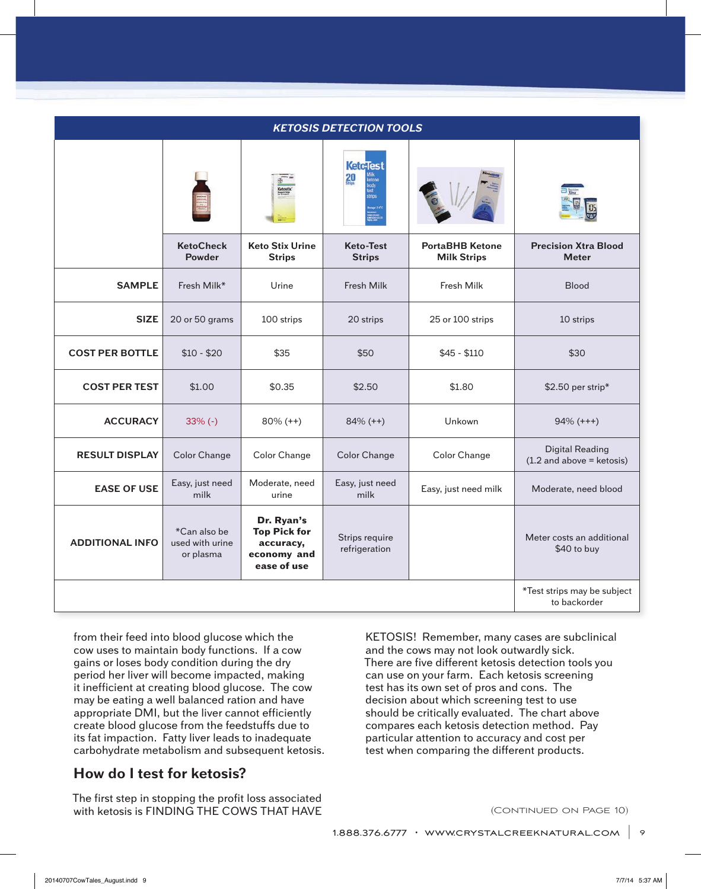| KETOSIS DETECTION TOOLS | | | | | |
|---|---|---|---|---|---|
| | **KetoCheck Powder** | **Keto Stix Urine Strips** | **Keto-Test Strips** | **PortaBHB Ketone Milk Strips** | **Precision Xtra Blood Meter** |
| **SAMPLE** | Fresh Milk* | Urine | Fresh Milk | Fresh Milk | Blood |
| **SIZE** | 20 or 50 grams | 100 strips | 20 strips | 25 or 100 strips | 10 strips |
| **COST PER BOTTLE** | $10 - $20 | $35 | $50 | $45 - $110 | $30 |
| **COST PER TEST** | $1.00 | $0.35 | $2.50 | $1.80 | $2.50 per strip* |
| **ACCURACY** | 33% (-) | 80% (++) | 84% (++) | Unkown | 94% (+++) |
| **RESULT DISPLAY** | Color Change | Color Change | Color Change | Color Change | Digital Reading (1.2 and above = ketosis) |
| **EASE OF USE** | Easy, just need milk | Moderate, need urine | Easy, just need milk | Easy, just need milk | Moderate, need blood |
| **ADDITIONAL INFO** | *Can also be used with urine or plasma | **Dr. Ryan's Top Pick for accuracy, economy and ease of use** | Strips require refrigeration | | Meter costs an additional $40 to buy |
| | | | | | *Test strips may be subject to backorder |

from their feed into blood glucose which the cow uses to maintain body functions. If a cow gains or loses body condition during the dry period her liver will become impacted, making it inefficient at creating blood glucose. The cow may be eating a well balanced ration and have appropriate DMI, but the liver cannot efficiently create blood glucose from the feedstuffs due to its fat impaction. Fatty liver leads to inadequate carbohydrate metabolism and subsequent ketosis.

## How do I test for ketosis?

The first step in stopping the profit loss associated with ketosis is FINDING THE COWS THAT HAVE KETOSIS! Remember, many cases are subclinical and the cows may not look outwardly sick. There are five different ketosis detection tools you can use on your farm. Each ketosis screening test has its own set of pros and cons. The decision about which screening test to use should be critically evaluated. The chart above compares each ketosis detection method. Pay particular attention to accuracy and cost per test when comparing the different products.

(CONTINUED ON PAGE 10)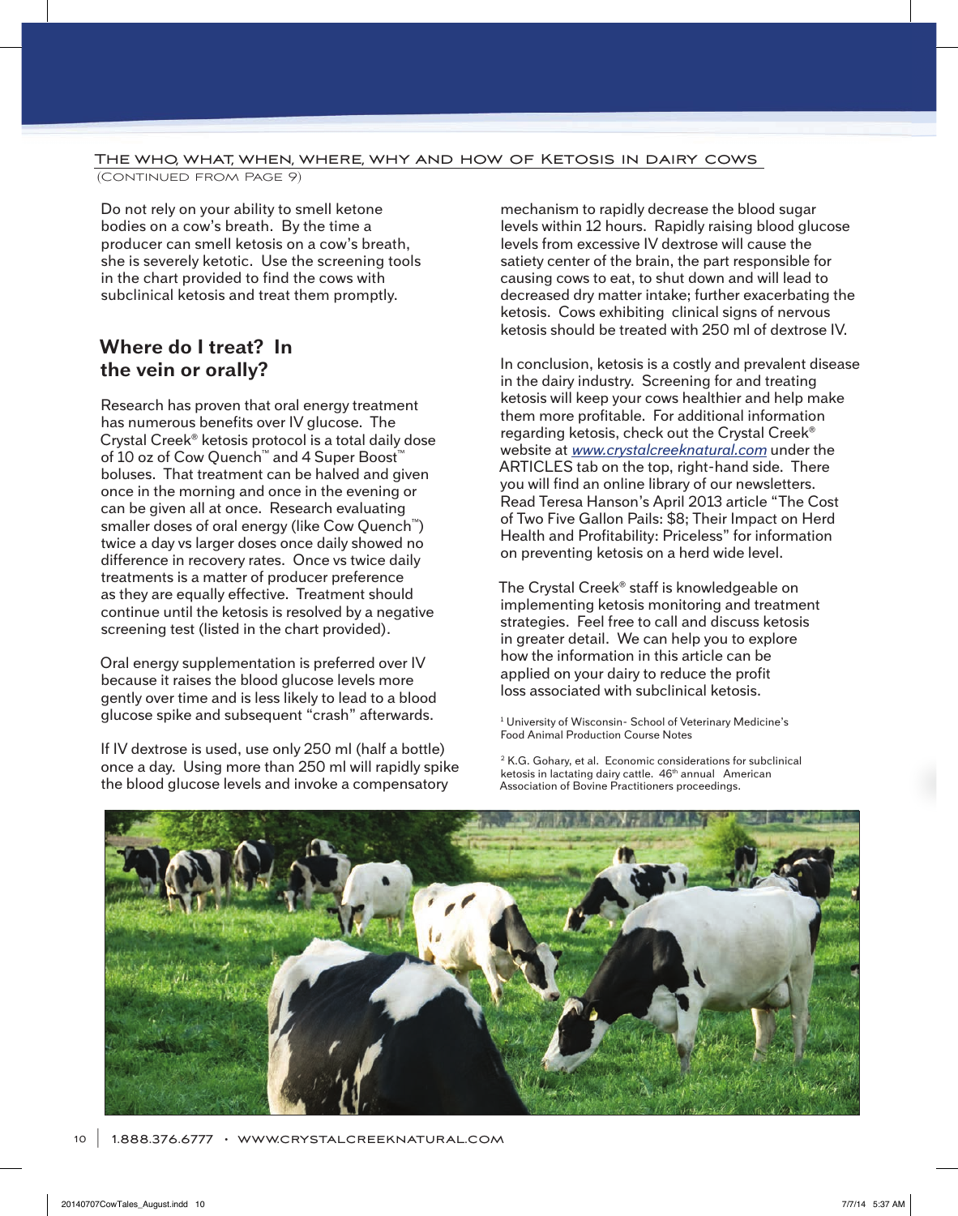## The who, what, when, where, why and how of Ketosis in dairy cows

(Continued from page 9)

Do not rely on your ability to smell ketone bodies on a cow's breath. By the time a producer can smell ketosis on a cow's breath, she is severely ketotic. Use the screening tools in the chart provided to find the cows with subclinical ketosis and treat them promptly.

### Where do I treat? In the vein or orally?

Research has proven that oral energy treatment has numerous benefits over IV glucose. The Crystal Creek® ketosis protocol is a total daily dose of 10 oz of Cow Quench™ and 4 Super Boost™ boluses. That treatment can be halved and given once in the morning and once in the evening or can be given all at once. Research evaluating smaller doses of oral energy (like Cow Quench™) twice a day vs larger doses once daily showed no difference in recovery rates. Once vs twice daily treatments is a matter of producer preference as they are equally effective. Treatment should continue until the ketosis is resolved by a negative screening test (listed in the chart provided).

Oral energy supplementation is preferred over IV because it raises the blood glucose levels more gently over time and is less likely to lead to a blood glucose spike and subsequent "crash" afterwards.

If IV dextrose is used, use only 250 ml (half a bottle) once a day. Using more than 250 ml will rapidly spike the blood glucose levels and invoke a compensatory mechanism to rapidly decrease the blood sugar levels within 12 hours. Rapidly raising blood glucose levels from excessive IV dextrose will cause the satiety center of the brain, the part responsible for causing cows to eat, to shut down and will lead to decreased dry matter intake; further exacerbating the ketosis. Cows exhibiting clinical signs of nervous ketosis should be treated with 250 ml of dextrose IV.

In conclusion, ketosis is a costly and prevalent disease in the dairy industry. Screening for and treating ketosis will keep your cows healthier and help make them more profitable. For additional information regarding ketosis, check out the Crystal Creek® website at *www.crystalcreeknatural.com* under the ARTICLES tab on the top, right-hand side. There you will find an online library of our newsletters. Read Teresa Hanson's April 2013 article "The Cost of Two Five Gallon Pails: $8; Their Impact on Herd Health and Profitability: Priceless" for information on preventing ketosis on a herd wide level.

The Crystal Creek® staff is knowledgeable on implementing ketosis monitoring and treatment strategies. Feel free to call and discuss ketosis in greater detail. We can help you to explore how the information in this article can be applied on your dairy to reduce the profit loss associated with subclinical ketosis.

[1] University of Wisconsin- School of Veterinary Medicine's Food Animal Production Course Notes

[2] K.G. Gohary, et al. Economic considerations for subclinical ketosis in lactating dairy cattle. 46th annual American Association of Bovine Practitioners proceedings.